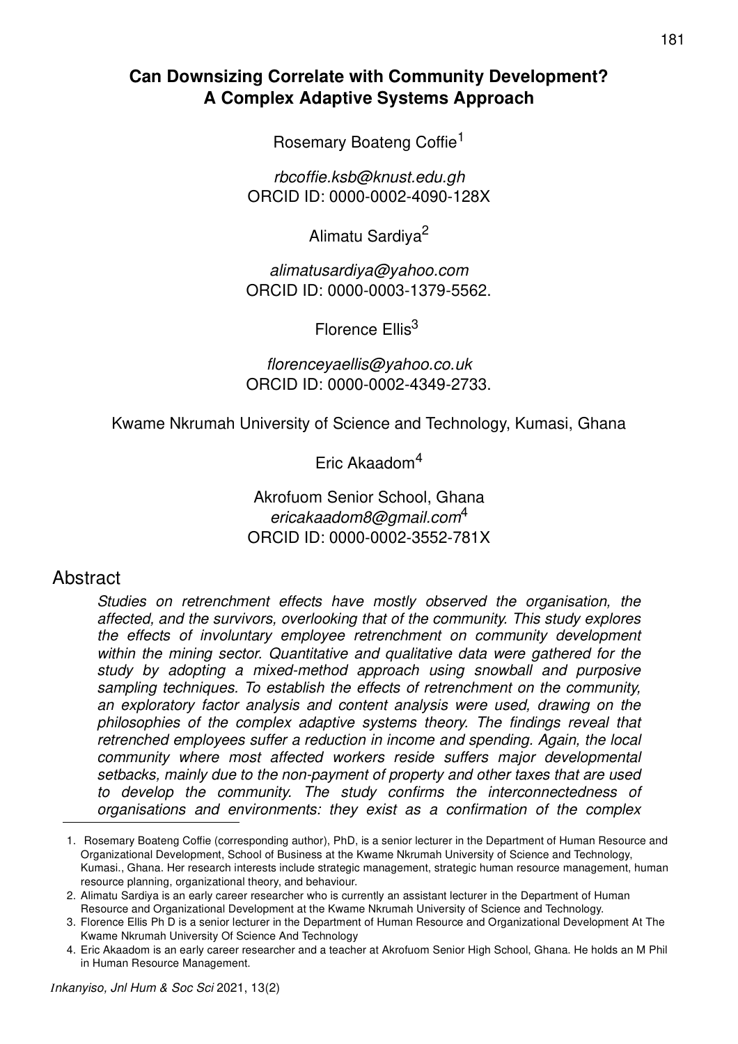# Can Downsizing Correlate with Community Development? A Complex Adaptive Systems Approach

Rosemary Boateng Coffie[1]

*rbcoffie.ksb@knust.edu.gh*
ORCID ID: 0000-0002-4090-128X

Alimatu Sardiya[2]

*alimatusardiya@yahoo.com*
ORCID ID: 0000-0003-1379-5562.

Florence Ellis[3]

*florenceyaellis@yahoo.co.uk*
ORCID ID: 0000-0002-4349-2733.

Kwame Nkrumah University of Science and Technology, Kumasi, Ghana

Eric Akaadom[4]

Akrofuom Senior School, Ghana
*ericakaadom8@gmail.com*[4]
ORCID ID: 0000-0002-3552-781X

## Abstract

*Studies on retrenchment effects have mostly observed the organisation, the affected, and the survivors, overlooking that of the community. This study explores the effects of involuntary employee retrenchment on community development within the mining sector. Quantitative and qualitative data were gathered for the study by adopting a mixed-method approach using snowball and purposive sampling techniques. To establish the effects of retrenchment on the community, an exploratory factor analysis and content analysis were used, drawing on the philosophies of the complex adaptive systems theory. The findings reveal that retrenched employees suffer a reduction in income and spending. Again, the local community where most affected workers reside suffers major developmental setbacks, mainly due to the non-payment of property and other taxes that are used to develop the community. The study confirms the interconnectedness of organisations and environments: they exist as a confirmation of the complex*

---

1. Rosemary Boateng Coffie (corresponding author), PhD, is a senior lecturer in the Department of Human Resource and Organizational Development, School of Business at the Kwame Nkrumah University of Science and Technology, Kumasi., Ghana. Her research interests include strategic management, strategic human resource management, human resource planning, organizational theory, and behaviour.
2. Alimatu Sardiya is an early career researcher who is currently an assistant lecturer in the Department of Human Resource and Organizational Development at the Kwame Nkrumah University of Science and Technology.
3. Florence Ellis Ph D is a senior lecturer in the Department of Human Resource and Organizational Development At The Kwame Nkrumah University Of Science And Technology
4. Eric Akaadom is an early career researcher and a teacher at Akrofuom Senior High School, Ghana. He holds an M Phil in Human Resource Management.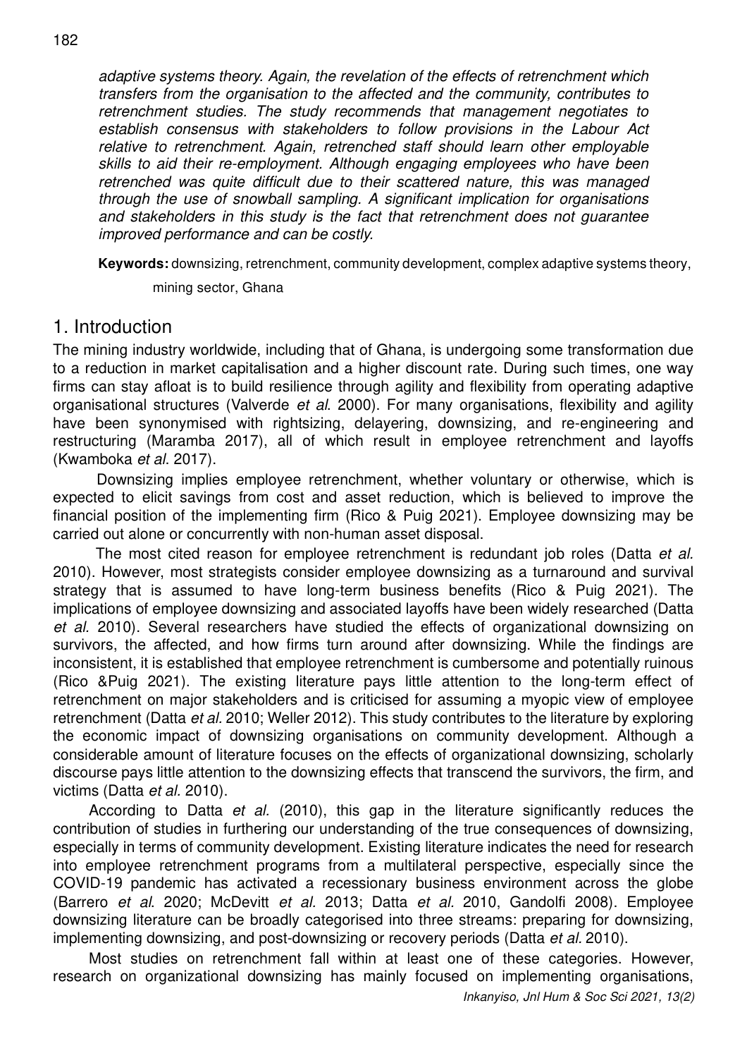*adaptive systems theory. Again, the revelation of the effects of retrenchment which transfers from the organisation to the affected and the community, contributes to retrenchment studies. The study recommends that management negotiates to establish consensus with stakeholders to follow provisions in the Labour Act relative to retrenchment. Again, retrenched staff should learn other employable skills to aid their re-employment. Although engaging employees who have been retrenched was quite difficult due to their scattered nature, this was managed through the use of snowball sampling. A significant implication for organisations and stakeholders in this study is the fact that retrenchment does not guarantee improved performance and can be costly.*

**Keywords:** downsizing, retrenchment, community development, complex adaptive systems theory, mining sector, Ghana

## 1. Introduction

The mining industry worldwide, including that of Ghana, is undergoing some transformation due to a reduction in market capitalisation and a higher discount rate. During such times, one way firms can stay afloat is to build resilience through agility and flexibility from operating adaptive organisational structures (Valverde *et al*. 2000). For many organisations, flexibility and agility have been synonymised with rightsizing, delayering, downsizing, and re-engineering and restructuring (Maramba 2017), all of which result in employee retrenchment and layoffs (Kwamboka *et al*. 2017).

Downsizing implies employee retrenchment, whether voluntary or otherwise, which is expected to elicit savings from cost and asset reduction, which is believed to improve the financial position of the implementing firm (Rico & Puig 2021). Employee downsizing may be carried out alone or concurrently with non-human asset disposal.

The most cited reason for employee retrenchment is redundant job roles (Datta *et al.* 2010). However, most strategists consider employee downsizing as a turnaround and survival strategy that is assumed to have long-term business benefits (Rico & Puig 2021). The implications of employee downsizing and associated layoffs have been widely researched (Datta *et al.* 2010). Several researchers have studied the effects of organizational downsizing on survivors, the affected, and how firms turn around after downsizing. While the findings are inconsistent, it is established that employee retrenchment is cumbersome and potentially ruinous (Rico &Puig 2021). The existing literature pays little attention to the long-term effect of retrenchment on major stakeholders and is criticised for assuming a myopic view of employee retrenchment (Datta *et al.* 2010; Weller 2012). This study contributes to the literature by exploring the economic impact of downsizing organisations on community development. Although a considerable amount of literature focuses on the effects of organizational downsizing, scholarly discourse pays little attention to the downsizing effects that transcend the survivors, the firm, and victims (Datta *et al.* 2010).

According to Datta *et al.* (2010), this gap in the literature significantly reduces the contribution of studies in furthering our understanding of the true consequences of downsizing, especially in terms of community development. Existing literature indicates the need for research into employee retrenchment programs from a multilateral perspective, especially since the COVID-19 pandemic has activated a recessionary business environment across the globe (Barrero *et al*. 2020; McDevitt *et al.* 2013; Datta *et al.* 2010, Gandolfi 2008). Employee downsizing literature can be broadly categorised into three streams: preparing for downsizing, implementing downsizing, and post-downsizing or recovery periods (Datta *et al.* 2010).

Most studies on retrenchment fall within at least one of these categories. However, research on organizational downsizing has mainly focused on implementing organisations,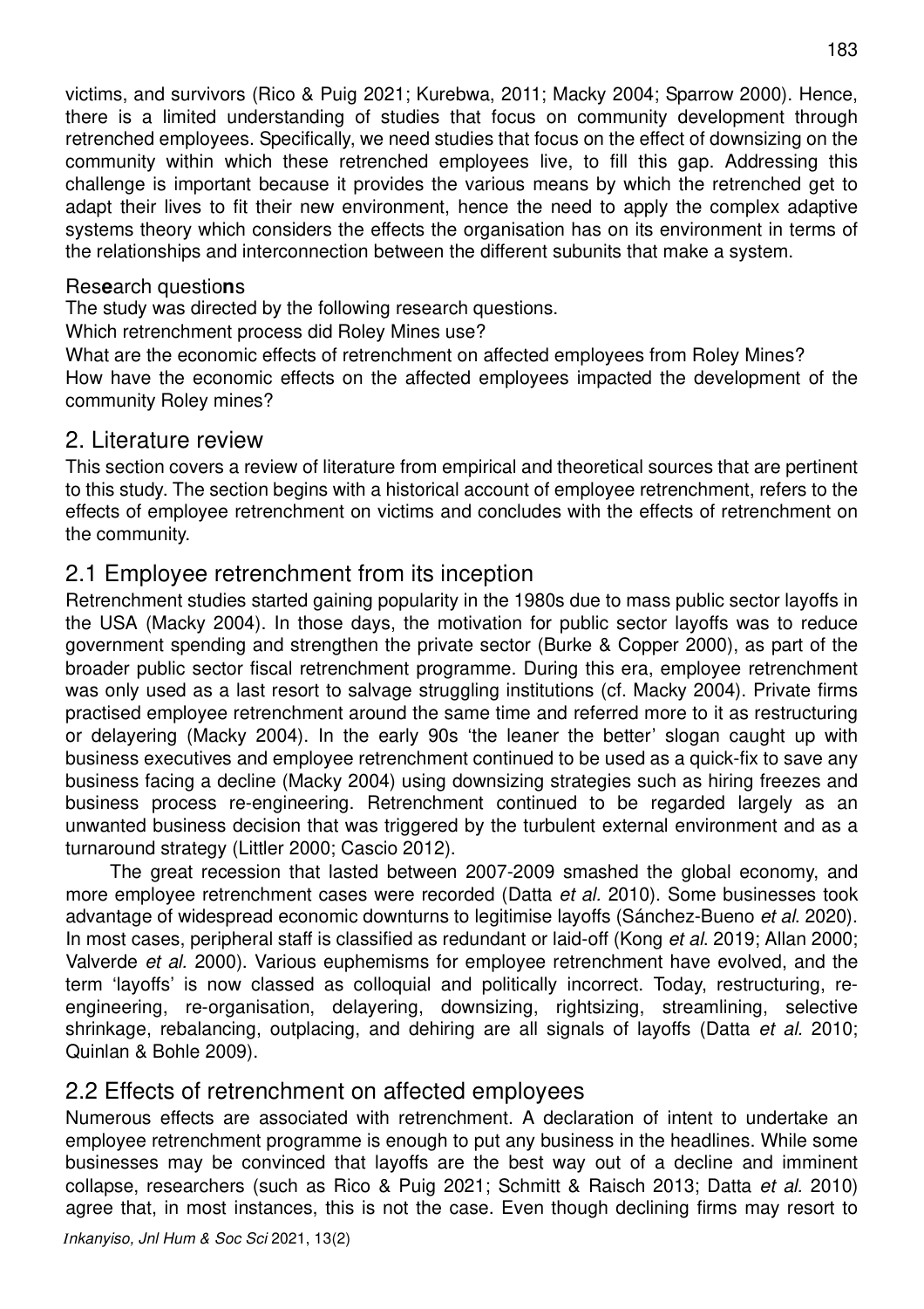victims, and survivors (Rico & Puig 2021; Kurebwa, 2011; Macky 2004; Sparrow 2000). Hence, there is a limited understanding of studies that focus on community development through retrenched employees. Specifically, we need studies that focus on the effect of downsizing on the community within which these retrenched employees live, to fill this gap. Addressing this challenge is important because it provides the various means by which the retrenched get to adapt their lives to fit their new environment, hence the need to apply the complex adaptive systems theory which considers the effects the organisation has on its environment in terms of the relationships and interconnection between the different subunits that make a system.

### Research questions

The study was directed by the following research questions.

Which retrenchment process did Roley Mines use?

What are the economic effects of retrenchment on affected employees from Roley Mines?

How have the economic effects on the affected employees impacted the development of the community Roley mines?

## 2. Literature review

This section covers a review of literature from empirical and theoretical sources that are pertinent to this study. The section begins with a historical account of employee retrenchment, refers to the effects of employee retrenchment on victims and concludes with the effects of retrenchment on the community.

### 2.1 Employee retrenchment from its inception

Retrenchment studies started gaining popularity in the 1980s due to mass public sector layoffs in the USA (Macky 2004). In those days, the motivation for public sector layoffs was to reduce government spending and strengthen the private sector (Burke & Copper 2000), as part of the broader public sector fiscal retrenchment programme. During this era, employee retrenchment was only used as a last resort to salvage struggling institutions (cf. Macky 2004). Private firms practised employee retrenchment around the same time and referred more to it as restructuring or delayering (Macky 2004). In the early 90s 'the leaner the better' slogan caught up with business executives and employee retrenchment continued to be used as a quick-fix to save any business facing a decline (Macky 2004) using downsizing strategies such as hiring freezes and business process re-engineering. Retrenchment continued to be regarded largely as an unwanted business decision that was triggered by the turbulent external environment and as a turnaround strategy (Littler 2000; Cascio 2012).

The great recession that lasted between 2007-2009 smashed the global economy, and more employee retrenchment cases were recorded (Datta *et al.* 2010). Some businesses took advantage of widespread economic downturns to legitimise layoffs (Sánchez-Bueno *et al*. 2020). In most cases, peripheral staff is classified as redundant or laid-off (Kong *et al*. 2019; Allan 2000; Valverde *et al*. 2000). Various euphemisms for employee retrenchment have evolved, and the term 'layoffs' is now classed as colloquial and politically incorrect. Today, restructuring, re-engineering, re-organisation, delayering, downsizing, rightsizing, streamlining, selective shrinkage, rebalancing, outplacing, and dehiring are all signals of layoffs (Datta *et al.* 2010; Quinlan & Bohle 2009).

### 2.2 Effects of retrenchment on affected employees

Numerous effects are associated with retrenchment. A declaration of intent to undertake an employee retrenchment programme is enough to put any business in the headlines. While some businesses may be convinced that layoffs are the best way out of a decline and imminent collapse, researchers (such as Rico & Puig 2021; Schmitt & Raisch 2013; Datta *et al.* 2010) agree that, in most instances, this is not the case. Even though declining firms may resort to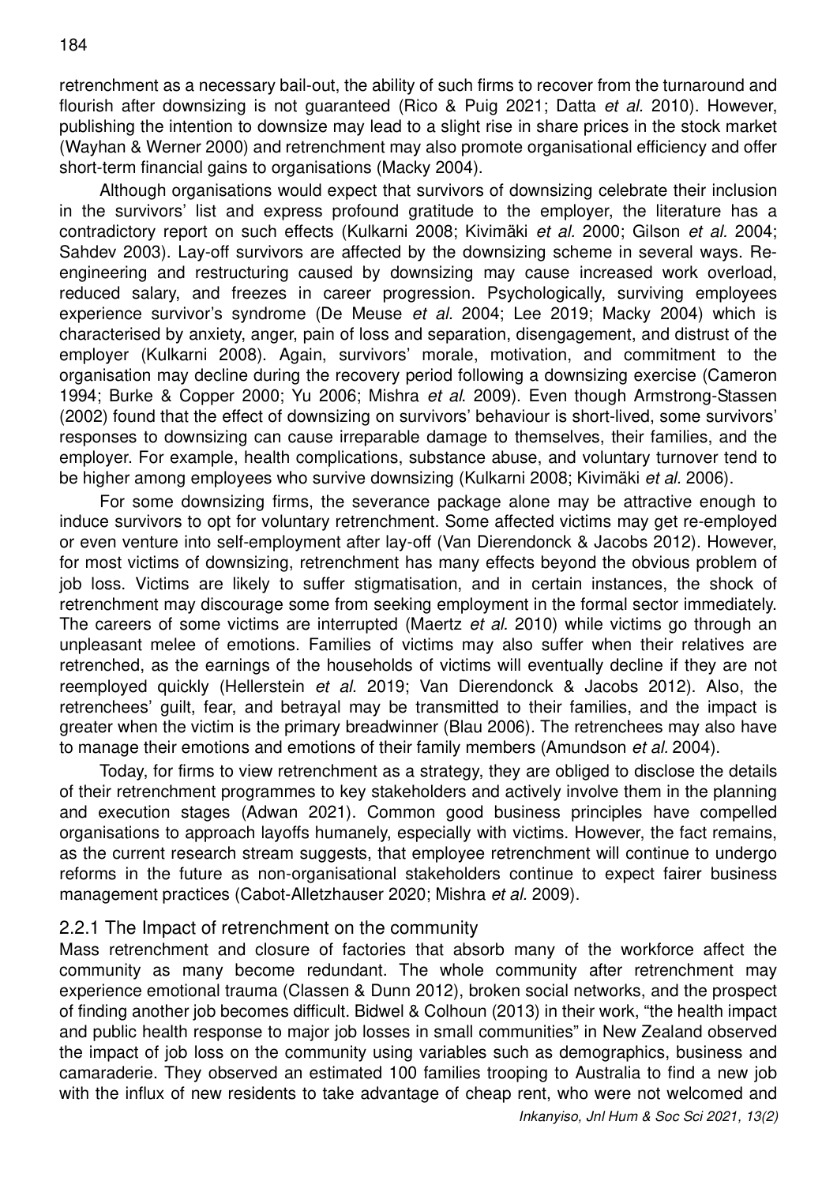retrenchment as a necessary bail-out, the ability of such firms to recover from the turnaround and flourish after downsizing is not guaranteed (Rico & Puig 2021; Datta *et al.* 2010). However, publishing the intention to downsize may lead to a slight rise in share prices in the stock market (Wayhan & Werner 2000) and retrenchment may also promote organisational efficiency and offer short-term financial gains to organisations (Macky 2004).

Although organisations would expect that survivors of downsizing celebrate their inclusion in the survivors' list and express profound gratitude to the employer, the literature has a contradictory report on such effects (Kulkarni 2008; Kivimäki *et al.* 2000; Gilson *et al.* 2004; Sahdev 2003). Lay-off survivors are affected by the downsizing scheme in several ways. Re-engineering and restructuring caused by downsizing may cause increased work overload, reduced salary, and freezes in career progression. Psychologically, surviving employees experience survivor's syndrome (De Meuse *et al.* 2004; Lee 2019; Macky 2004) which is characterised by anxiety, anger, pain of loss and separation, disengagement, and distrust of the employer (Kulkarni 2008). Again, survivors' morale, motivation, and commitment to the organisation may decline during the recovery period following a downsizing exercise (Cameron 1994; Burke & Copper 2000; Yu 2006; Mishra *et al.* 2009). Even though Armstrong-Stassen (2002) found that the effect of downsizing on survivors' behaviour is short-lived, some survivors' responses to downsizing can cause irreparable damage to themselves, their families, and the employer. For example, health complications, substance abuse, and voluntary turnover tend to be higher among employees who survive downsizing (Kulkarni 2008; Kivimäki *et al.* 2006).

For some downsizing firms, the severance package alone may be attractive enough to induce survivors to opt for voluntary retrenchment. Some affected victims may get re-employed or even venture into self-employment after lay-off (Van Dierendonck & Jacobs 2012). However, for most victims of downsizing, retrenchment has many effects beyond the obvious problem of job loss. Victims are likely to suffer stigmatisation, and in certain instances, the shock of retrenchment may discourage some from seeking employment in the formal sector immediately. The careers of some victims are interrupted (Maertz *et al.* 2010) while victims go through an unpleasant melee of emotions. Families of victims may also suffer when their relatives are retrenched, as the earnings of the households of victims will eventually decline if they are not reemployed quickly (Hellerstein *et al.* 2019; Van Dierendonck & Jacobs 2012). Also, the retrenchees' guilt, fear, and betrayal may be transmitted to their families, and the impact is greater when the victim is the primary breadwinner (Blau 2006). The retrenchees may also have to manage their emotions and emotions of their family members (Amundson *et al.* 2004).

Today, for firms to view retrenchment as a strategy, they are obliged to disclose the details of their retrenchment programmes to key stakeholders and actively involve them in the planning and execution stages (Adwan 2021). Common good business principles have compelled organisations to approach layoffs humanely, especially with victims. However, the fact remains, as the current research stream suggests, that employee retrenchment will continue to undergo reforms in the future as non-organisational stakeholders continue to expect fairer business management practices (Cabot-Alletzhauser 2020; Mishra *et al.* 2009).

### 2.2.1 The Impact of retrenchment on the community

Mass retrenchment and closure of factories that absorb many of the workforce affect the community as many become redundant. The whole community after retrenchment may experience emotional trauma (Classen & Dunn 2012), broken social networks, and the prospect of finding another job becomes difficult. Bidwel & Colhoun (2013) in their work, "the health impact and public health response to major job losses in small communities" in New Zealand observed the impact of job loss on the community using variables such as demographics, business and camaraderie. They observed an estimated 100 families trooping to Australia to find a new job with the influx of new residents to take advantage of cheap rent, who were not welcomed and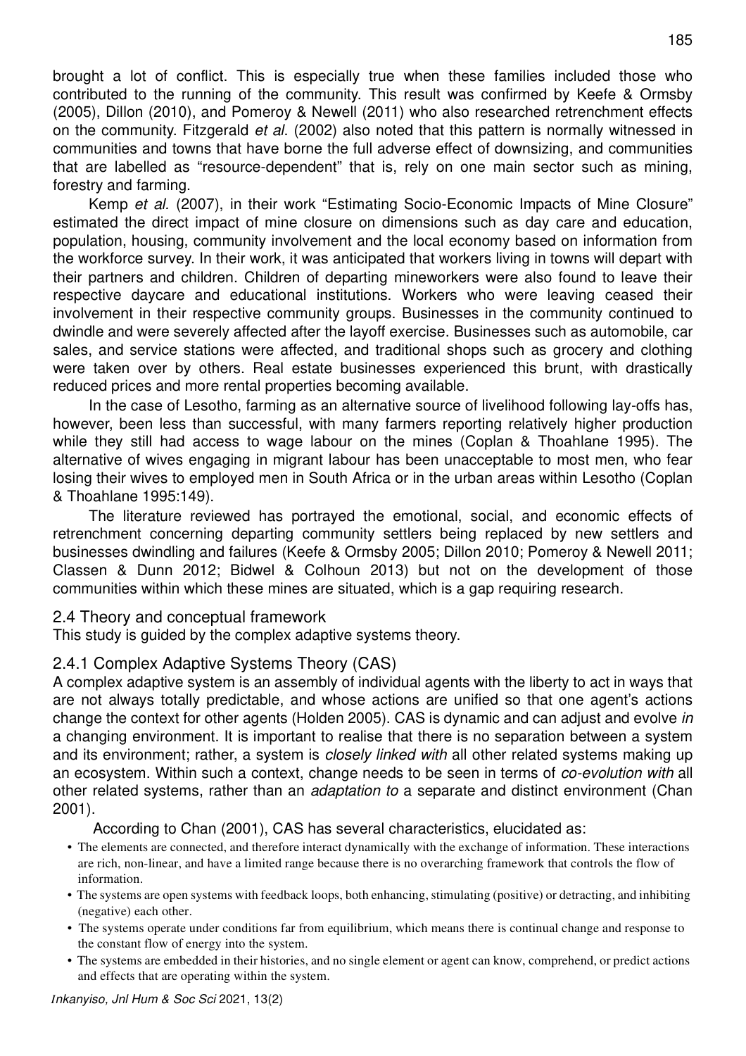brought a lot of conflict. This is especially true when these families included those who contributed to the running of the community. This result was confirmed by Keefe & Ormsby (2005), Dillon (2010), and Pomeroy & Newell (2011) who also researched retrenchment effects on the community. Fitzgerald *et al*. (2002) also noted that this pattern is normally witnessed in communities and towns that have borne the full adverse effect of downsizing, and communities that are labelled as "resource-dependent" that is, rely on one main sector such as mining, forestry and farming.

Kemp *et al.* (2007), in their work "Estimating Socio-Economic Impacts of Mine Closure" estimated the direct impact of mine closure on dimensions such as day care and education, population, housing, community involvement and the local economy based on information from the workforce survey. In their work, it was anticipated that workers living in towns will depart with their partners and children. Children of departing mineworkers were also found to leave their respective daycare and educational institutions. Workers who were leaving ceased their involvement in their respective community groups. Businesses in the community continued to dwindle and were severely affected after the layoff exercise. Businesses such as automobile, car sales, and service stations were affected, and traditional shops such as grocery and clothing were taken over by others. Real estate businesses experienced this brunt, with drastically reduced prices and more rental properties becoming available.

In the case of Lesotho, farming as an alternative source of livelihood following lay-offs has, however, been less than successful, with many farmers reporting relatively higher production while they still had access to wage labour on the mines (Coplan & Thoahlane 1995). The alternative of wives engaging in migrant labour has been unacceptable to most men, who fear losing their wives to employed men in South Africa or in the urban areas within Lesotho (Coplan & Thoahlane 1995:149).

The literature reviewed has portrayed the emotional, social, and economic effects of retrenchment concerning departing community settlers being replaced by new settlers and businesses dwindling and failures (Keefe & Ormsby 2005; Dillon 2010; Pomeroy & Newell 2011; Classen & Dunn 2012; Bidwel & Colhoun 2013) but not on the development of those communities within which these mines are situated, which is a gap requiring research.

## 2.4 Theory and conceptual framework

This study is guided by the complex adaptive systems theory.

### 2.4.1 Complex Adaptive Systems Theory (CAS)

A complex adaptive system is an assembly of individual agents with the liberty to act in ways that are not always totally predictable, and whose actions are unified so that one agent's actions change the context for other agents (Holden 2005). CAS is dynamic and can adjust and evolve *in* a changing environment. It is important to realise that there is no separation between a system and its environment; rather, a system is *closely linked with* all other related systems making up an ecosystem. Within such a context, change needs to be seen in terms of *co-evolution with* all other related systems, rather than an *adaptation to* a separate and distinct environment (Chan 2001).

According to Chan (2001), CAS has several characteristics, elucidated as:

- The elements are connected, and therefore interact dynamically with the exchange of information. These interactions are rich, non-linear, and have a limited range because there is no overarching framework that controls the flow of information.
- The systems are open systems with feedback loops, both enhancing, stimulating (positive) or detracting, and inhibiting (negative) each other.
- The systems operate under conditions far from equilibrium, which means there is continual change and response to the constant flow of energy into the system.
- The systems are embedded in their histories, and no single element or agent can know, comprehend, or predict actions and effects that are operating within the system.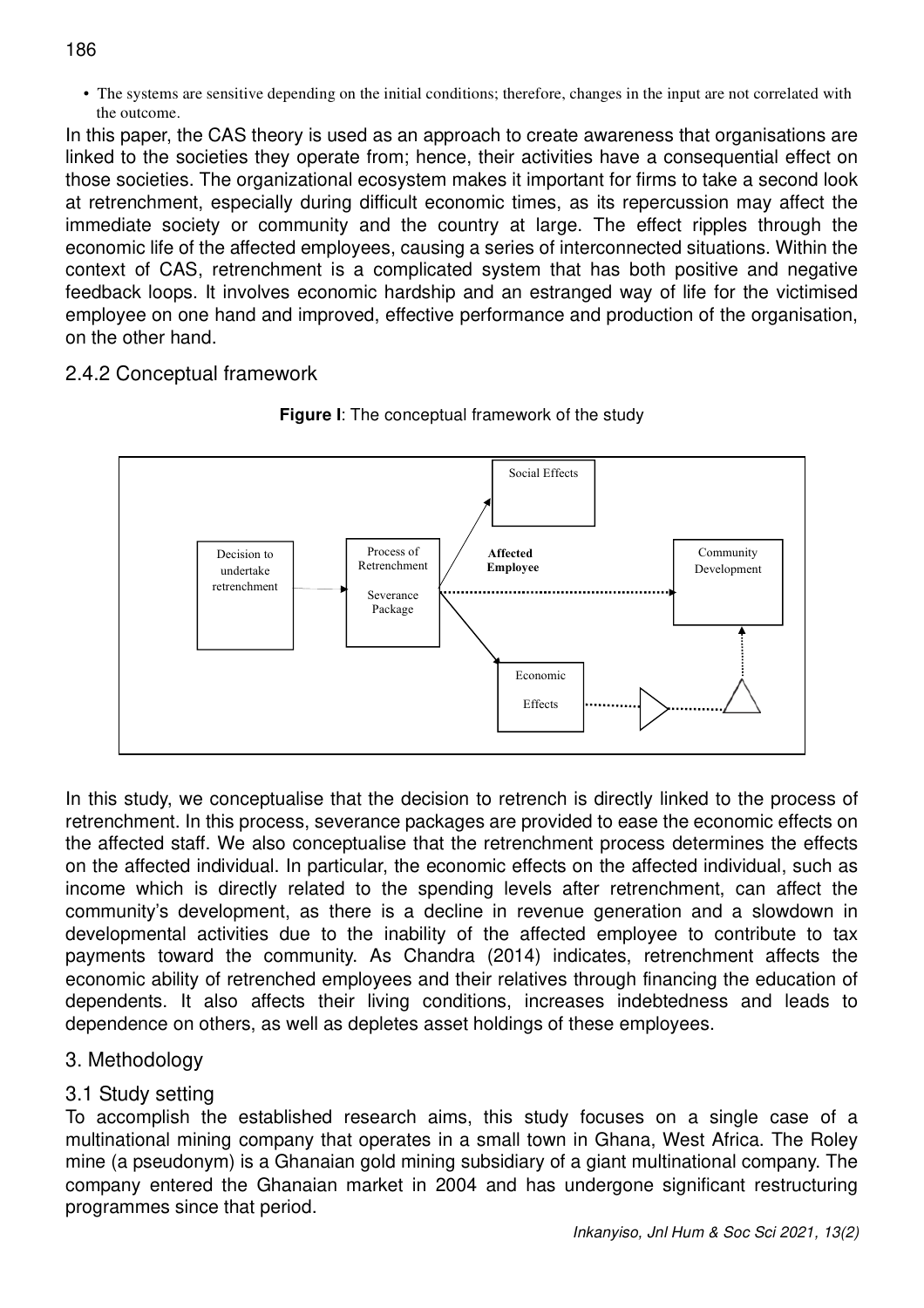- The systems are sensitive depending on the initial conditions; therefore, changes in the input are not correlated with the outcome.

In this paper, the CAS theory is used as an approach to create awareness that organisations are linked to the societies they operate from; hence, their activities have a consequential effect on those societies. The organizational ecosystem makes it important for firms to take a second look at retrenchment, especially during difficult economic times, as its repercussion may affect the immediate society or community and the country at large. The effect ripples through the economic life of the affected employees, causing a series of interconnected situations. Within the context of CAS, retrenchment is a complicated system that has both positive and negative feedback loops. It involves economic hardship and an estranged way of life for the victimised employee on one hand and improved, effective performance and production of the organisation, on the other hand.

### 2.4.2 Conceptual framework

**Figure I**: The conceptual framework of the study

Decision to undertake retrenchment → Process of Retrenchment (Severance Package) → **Affected Employee**: Social Effects; Economic Effects; Community Development

In this study, we conceptualise that the decision to retrench is directly linked to the process of retrenchment. In this process, severance packages are provided to ease the economic effects on the affected staff. We also conceptualise that the retrenchment process determines the effects on the affected individual. In particular, the economic effects on the affected individual, such as income which is directly related to the spending levels after retrenchment, can affect the community's development, as there is a decline in revenue generation and a slowdown in developmental activities due to the inability of the affected employee to contribute to tax payments toward the community. As Chandra (2014) indicates, retrenchment affects the economic ability of retrenched employees and their relatives through financing the education of dependents. It also affects their living conditions, increases indebtedness and leads to dependence on others, as well as depletes asset holdings of these employees.

## 3. Methodology

### 3.1 Study setting

To accomplish the established research aims, this study focuses on a single case of a multinational mining company that operates in a small town in Ghana, West Africa. The Roley mine (a pseudonym) is a Ghanaian gold mining subsidiary of a giant multinational company. The company entered the Ghanaian market in 2004 and has undergone significant restructuring programmes since that period.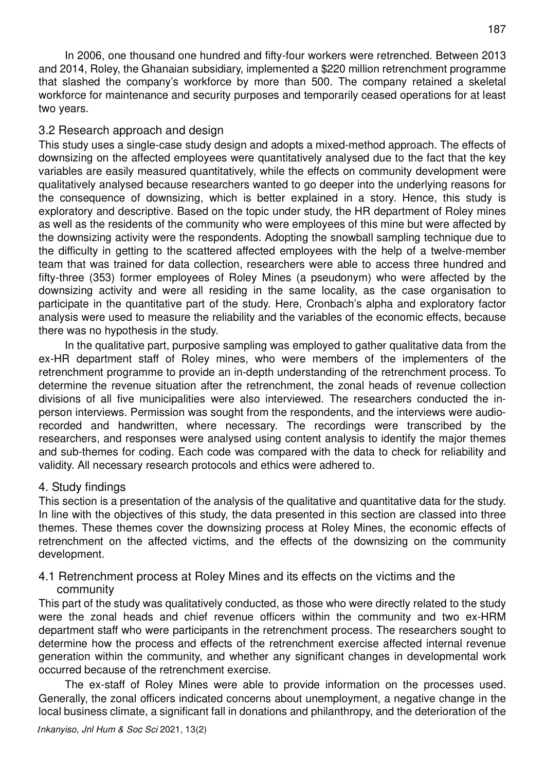In 2006, one thousand one hundred and fifty-four workers were retrenched. Between 2013 and 2014, Roley, the Ghanaian subsidiary, implemented a $220 million retrenchment programme that slashed the company's workforce by more than 500. The company retained a skeletal workforce for maintenance and security purposes and temporarily ceased operations for at least two years.

## 3.2 Research approach and design

This study uses a single-case study design and adopts a mixed-method approach. The effects of downsizing on the affected employees were quantitatively analysed due to the fact that the key variables are easily measured quantitatively, while the effects on community development were qualitatively analysed because researchers wanted to go deeper into the underlying reasons for the consequence of downsizing, which is better explained in a story. Hence, this study is exploratory and descriptive. Based on the topic under study, the HR department of Roley mines as well as the residents of the community who were employees of this mine but were affected by the downsizing activity were the respondents. Adopting the snowball sampling technique due to the difficulty in getting to the scattered affected employees with the help of a twelve-member team that was trained for data collection, researchers were able to access three hundred and fifty-three (353) former employees of Roley Mines (a pseudonym) who were affected by the downsizing activity and were all residing in the same locality, as the case organisation to participate in the quantitative part of the study. Here, Cronbach's alpha and exploratory factor analysis were used to measure the reliability and the variables of the economic effects, because there was no hypothesis in the study.

In the qualitative part, purposive sampling was employed to gather qualitative data from the ex-HR department staff of Roley mines, who were members of the implementers of the retrenchment programme to provide an in-depth understanding of the retrenchment process. To determine the revenue situation after the retrenchment, the zonal heads of revenue collection divisions of all five municipalities were also interviewed. The researchers conducted the in-person interviews. Permission was sought from the respondents, and the interviews were audio-recorded and handwritten, where necessary. The recordings were transcribed by the researchers, and responses were analysed using content analysis to identify the major themes and sub-themes for coding. Each code was compared with the data to check for reliability and validity. All necessary research protocols and ethics were adhered to.

# 4. Study findings

This section is a presentation of the analysis of the qualitative and quantitative data for the study. In line with the objectives of this study, the data presented in this section are classed into three themes. These themes cover the downsizing process at Roley Mines, the economic effects of retrenchment on the affected victims, and the effects of the downsizing on the community development.

## 4.1 Retrenchment process at Roley Mines and its effects on the victims and the community

This part of the study was qualitatively conducted, as those who were directly related to the study were the zonal heads and chief revenue officers within the community and two ex-HRM department staff who were participants in the retrenchment process. The researchers sought to determine how the process and effects of the retrenchment exercise affected internal revenue generation within the community, and whether any significant changes in developmental work occurred because of the retrenchment exercise.

The ex-staff of Roley Mines were able to provide information on the processes used. Generally, the zonal officers indicated concerns about unemployment, a negative change in the local business climate, a significant fall in donations and philanthropy, and the deterioration of the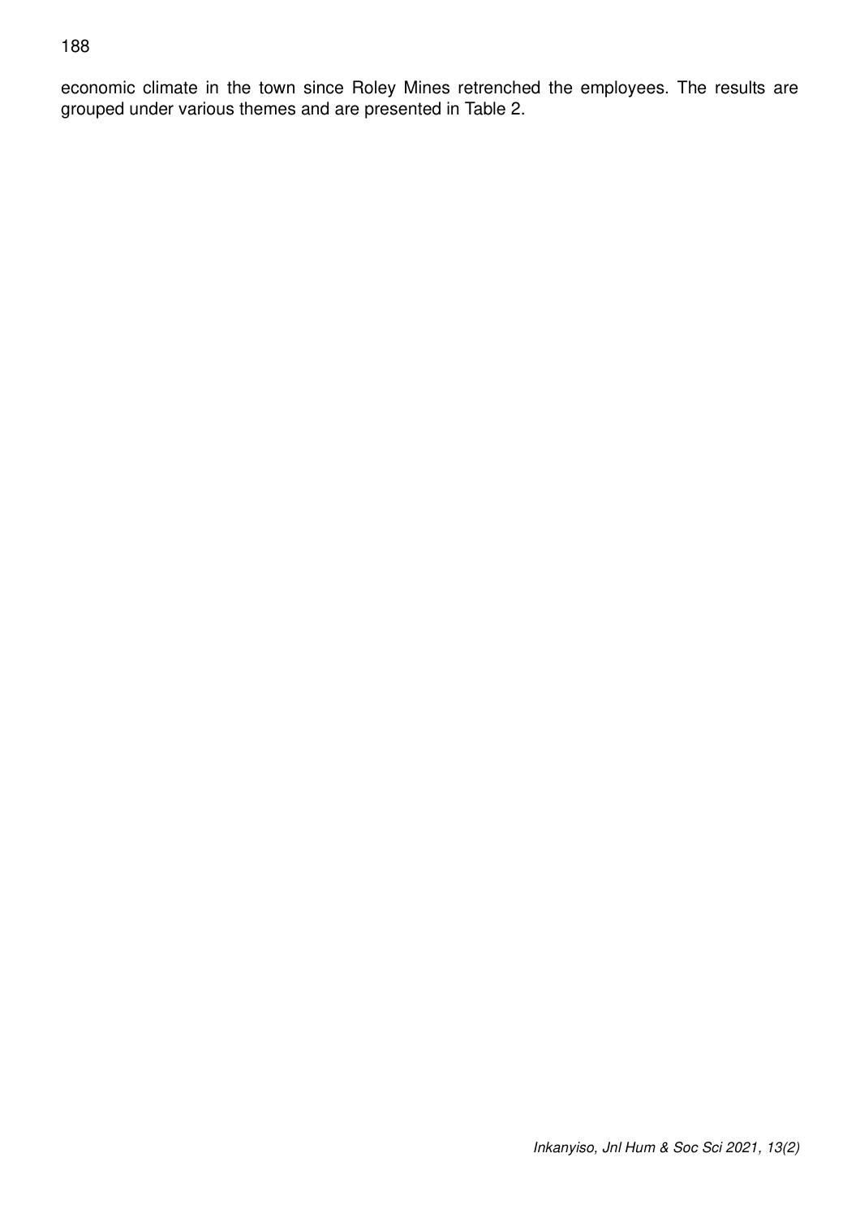economic climate in the town since Roley Mines retrenched the employees. The results are grouped under various themes and are presented in Table 2.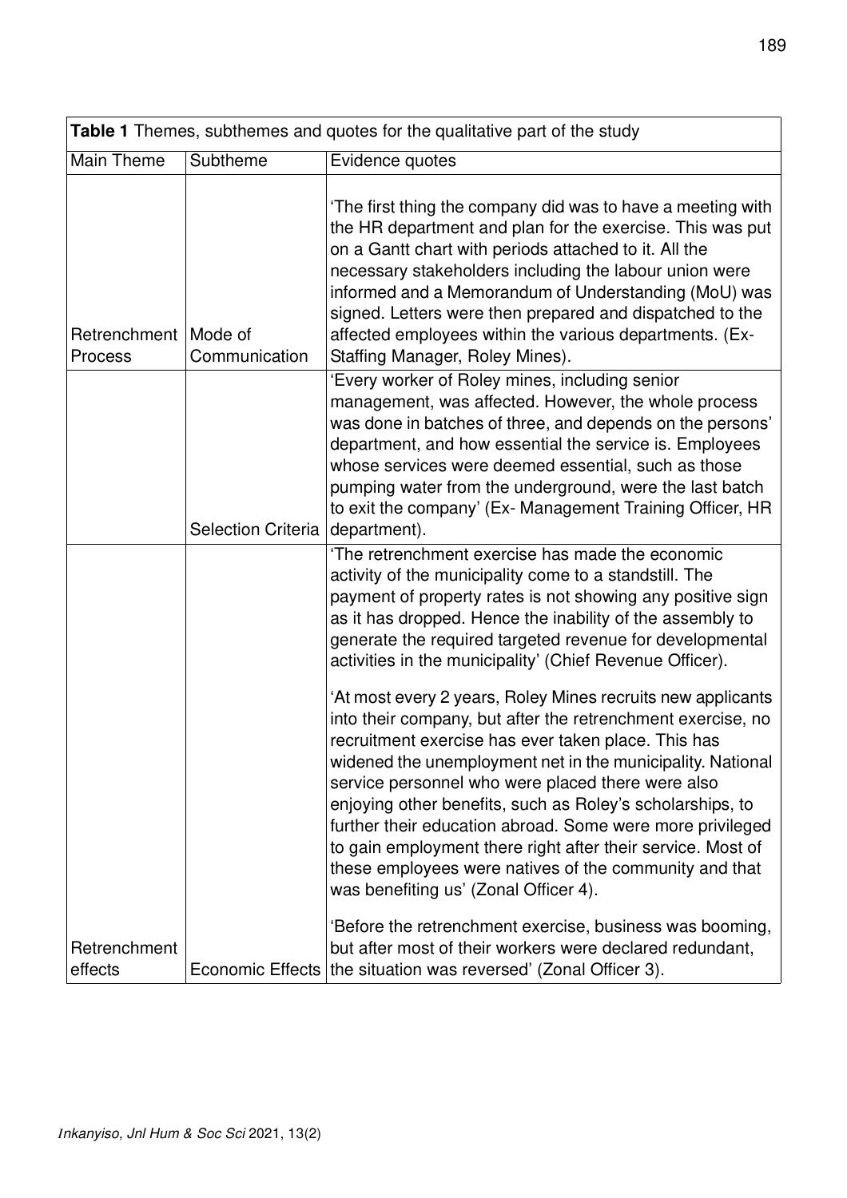**Table 1** Themes, subthemes and quotes for the qualitative part of the study

| Main Theme | Subtheme | Evidence quotes |
|---|---|---|
| Retrenchment Process | Mode of Communication | 'The first thing the company did was to have a meeting with the HR department and plan for the exercise. This was put on a Gantt chart with periods attached to it. All the necessary stakeholders including the labour union were informed and a Memorandum of Understanding (MoU) was signed. Letters were then prepared and dispatched to the affected employees within the various departments. (Ex-Staffing Manager, Roley Mines). |
| | Selection Criteria | 'Every worker of Roley mines, including senior management, was affected. However, the whole process was done in batches of three, and depends on the persons' department, and how essential the service is. Employees whose services were deemed essential, such as those pumping water from the underground, were the last batch to exit the company' (Ex- Management Training Officer, HR department). |
| Retrenchment effects | Economic Effects | 'The retrenchment exercise has made the economic activity of the municipality come to a standstill. The payment of property rates is not showing any positive sign as it has dropped. Hence the inability of the assembly to generate the required targeted revenue for developmental activities in the municipality' (Chief Revenue Officer).<br><br>'At most every 2 years, Roley Mines recruits new applicants into their company, but after the retrenchment exercise, no recruitment exercise has ever taken place. This has widened the unemployment net in the municipality. National service personnel who were placed there were also enjoying other benefits, such as Roley's scholarships, to further their education abroad. Some were more privileged to gain employment there right after their service. Most of these employees were natives of the community and that was benefiting us' (Zonal Officer 4).<br><br>'Before the retrenchment exercise, business was booming, but after most of their workers were declared redundant, the situation was reversed' (Zonal Officer 3). |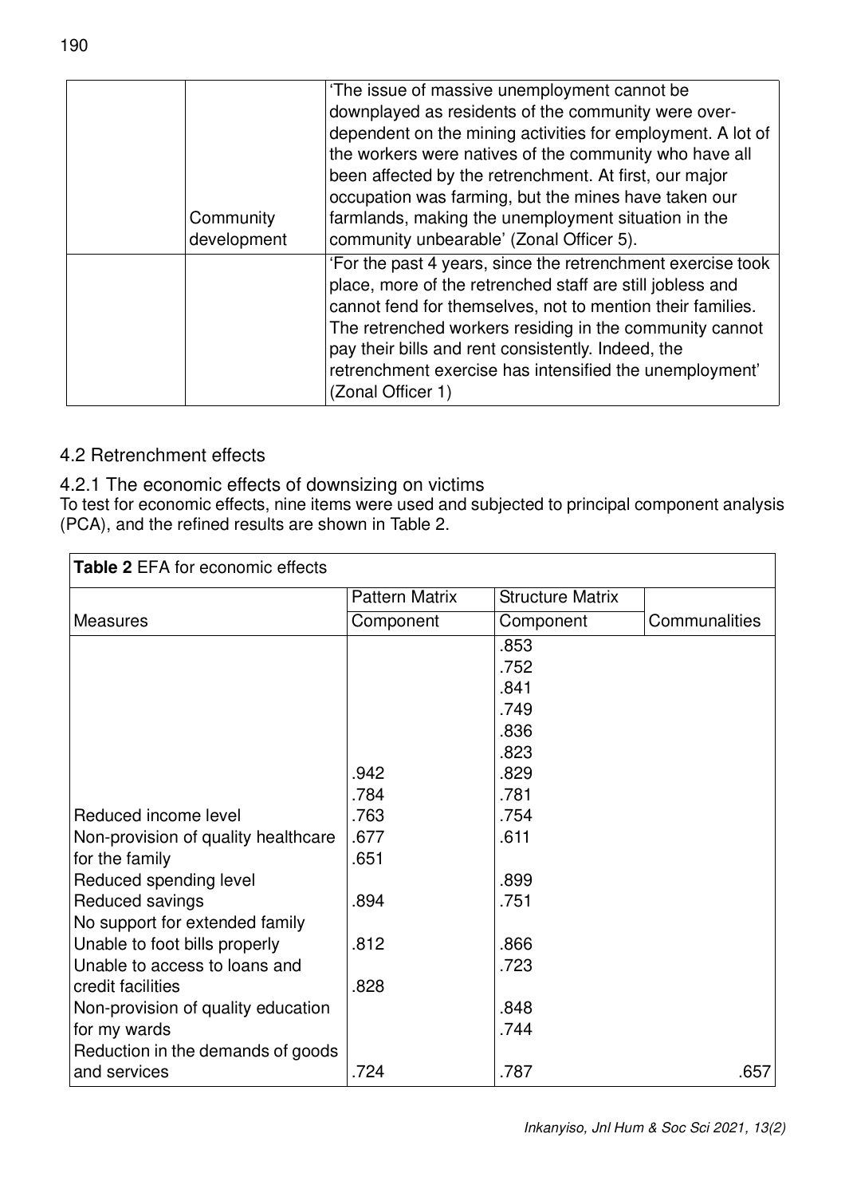| | | 'The issue of massive unemployment cannot be downplayed as residents of the community were over-dependent on the mining activities for employment. A lot of the workers were natives of the community who have all been affected by the retrenchment. At first, our major occupation was farming, but the mines have taken our farmlands, making the unemployment situation in the community unbearable' (Zonal Officer 5). |
|---|---|---|
| | Community development | |
| | | 'For the past 4 years, since the retrenchment exercise took place, more of the retrenched staff are still jobless and cannot fend for themselves, not to mention their families. The retrenched workers residing in the community cannot pay their bills and rent consistently. Indeed, the retrenchment exercise has intensified the unemployment' (Zonal Officer 1) |

## 4.2 Retrenchment effects

### 4.2.1 The economic effects of downsizing on victims

To test for economic effects, nine items were used and subjected to principal component analysis (PCA), and the refined results are shown in Table 2.

**Table 2** EFA for economic effects

| | Pattern Matrix | Structure Matrix | |
|---|---|---|---|
| Measures | Component | Component | Communalities |
| | | .853 | |
| | | .752 | |
| | | .841 | |
| | | .749 | |
| | | .836 | |
| | | .823 | |
| | .942 | .829 | |
| | .784 | .781 | |
| Reduced income level | .763 | .754 | |
| Non-provision of quality healthcare | .677 | .611 | |
| for the family | .651 | | |
| Reduced spending level | | .899 | |
| Reduced savings | .894 | .751 | |
| No support for extended family | | | |
| Unable to foot bills properly | .812 | .866 | |
| Unable to access to loans and | | .723 | |
| credit facilities | .828 | | |
| Non-provision of quality education | | .848 | |
| for my wards | | .744 | |
| Reduction in the demands of goods | | | |
| and services | .724 | .787 | .657 |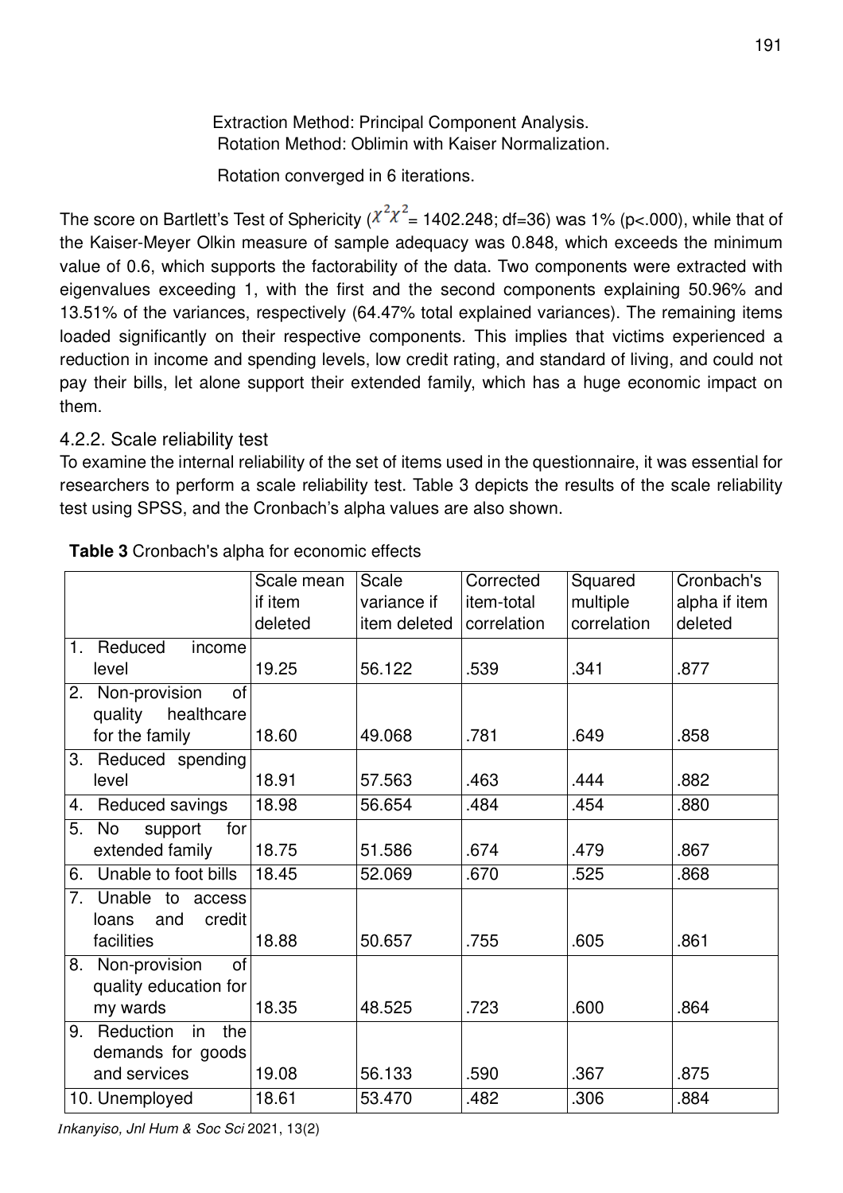Extraction Method: Principal Component Analysis.
Rotation Method: Oblimin with Kaiser Normalization.

Rotation converged in 6 iterations.

The score on Bartlett's Test of Sphericity ($\chi^2\chi^2$= 1402.248; df=36) was 1% (p<.000), while that of the Kaiser-Meyer Olkin measure of sample adequacy was 0.848, which exceeds the minimum value of 0.6, which supports the factorability of the data. Two components were extracted with eigenvalues exceeding 1, with the first and the second components explaining 50.96% and 13.51% of the variances, respectively (64.47% total explained variances). The remaining items loaded significantly on their respective components. This implies that victims experienced a reduction in income and spending levels, low credit rating, and standard of living, and could not pay their bills, let alone support their extended family, which has a huge economic impact on them.

### 4.2.2. Scale reliability test

To examine the internal reliability of the set of items used in the questionnaire, it was essential for researchers to perform a scale reliability test. Table 3 depicts the results of the scale reliability test using SPSS, and the Cronbach's alpha values are also shown.

**Table 3** Cronbach's alpha for economic effects

| | Scale mean if item deleted | Scale variance if item deleted | Corrected item-total correlation | Squared multiple correlation | Cronbach's alpha if item deleted |
|---|---|---|---|---|---|
| 1. Reduced income level | 19.25 | 56.122 | .539 | .341 | .877 |
| 2. Non-provision of quality healthcare for the family | 18.60 | 49.068 | .781 | .649 | .858 |
| 3. Reduced spending level | 18.91 | 57.563 | .463 | .444 | .882 |
| 4. Reduced savings | 18.98 | 56.654 | .484 | .454 | .880 |
| 5. No support for extended family | 18.75 | 51.586 | .674 | .479 | .867 |
| 6. Unable to foot bills | 18.45 | 52.069 | .670 | .525 | .868 |
| 7. Unable to access loans and credit facilities | 18.88 | 50.657 | .755 | .605 | .861 |
| 8. Non-provision of quality education for my wards | 18.35 | 48.525 | .723 | .600 | .864 |
| 9. Reduction in the demands for goods and services | 19.08 | 56.133 | .590 | .367 | .875 |
| 10. Unemployed | 18.61 | 53.470 | .482 | .306 | .884 |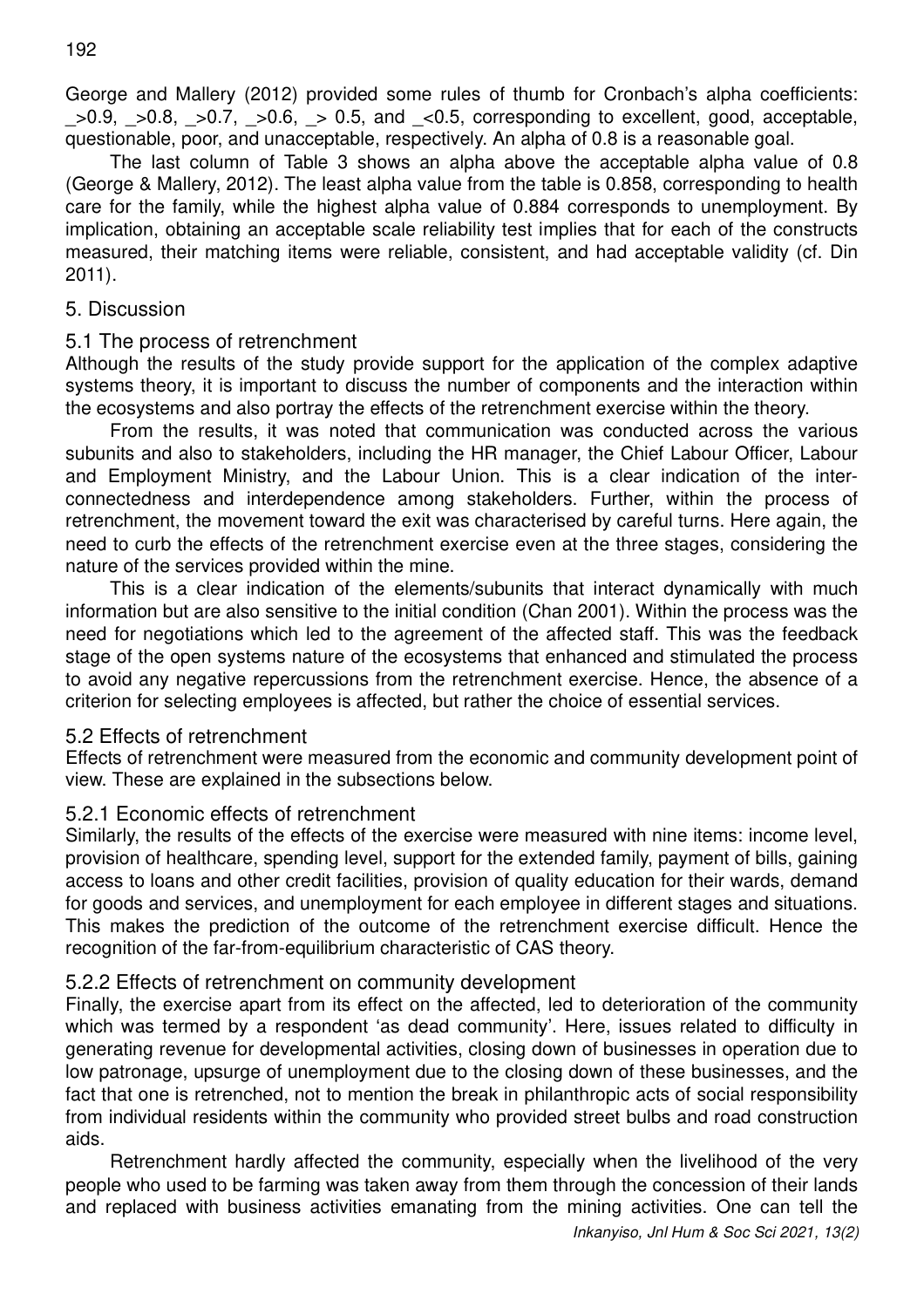George and Mallery (2012) provided some rules of thumb for Cronbach's alpha coefficients: _>0.9, _>0.8, _>0.7, _>0.6, _> 0.5, and _<0.5, corresponding to excellent, good, acceptable, questionable, poor, and unacceptable, respectively. An alpha of 0.8 is a reasonable goal.

The last column of Table 3 shows an alpha above the acceptable alpha value of 0.8 (George & Mallery, 2012). The least alpha value from the table is 0.858, corresponding to health care for the family, while the highest alpha value of 0.884 corresponds to unemployment. By implication, obtaining an acceptable scale reliability test implies that for each of the constructs measured, their matching items were reliable, consistent, and had acceptable validity (cf. Din 2011).

## 5. Discussion

### 5.1 The process of retrenchment

Although the results of the study provide support for the application of the complex adaptive systems theory, it is important to discuss the number of components and the interaction within the ecosystems and also portray the effects of the retrenchment exercise within the theory.

From the results, it was noted that communication was conducted across the various subunits and also to stakeholders, including the HR manager, the Chief Labour Officer, Labour and Employment Ministry, and the Labour Union. This is a clear indication of the inter-connectedness and interdependence among stakeholders. Further, within the process of retrenchment, the movement toward the exit was characterised by careful turns. Here again, the need to curb the effects of the retrenchment exercise even at the three stages, considering the nature of the services provided within the mine.

This is a clear indication of the elements/subunits that interact dynamically with much information but are also sensitive to the initial condition (Chan 2001). Within the process was the need for negotiations which led to the agreement of the affected staff. This was the feedback stage of the open systems nature of the ecosystems that enhanced and stimulated the process to avoid any negative repercussions from the retrenchment exercise. Hence, the absence of a criterion for selecting employees is affected, but rather the choice of essential services.

### 5.2 Effects of retrenchment

Effects of retrenchment were measured from the economic and community development point of view. These are explained in the subsections below.

#### 5.2.1 Economic effects of retrenchment

Similarly, the results of the effects of the exercise were measured with nine items: income level, provision of healthcare, spending level, support for the extended family, payment of bills, gaining access to loans and other credit facilities, provision of quality education for their wards, demand for goods and services, and unemployment for each employee in different stages and situations. This makes the prediction of the outcome of the retrenchment exercise difficult. Hence the recognition of the far-from-equilibrium characteristic of CAS theory.

#### 5.2.2 Effects of retrenchment on community development

Finally, the exercise apart from its effect on the affected, led to deterioration of the community which was termed by a respondent 'as dead community'. Here, issues related to difficulty in generating revenue for developmental activities, closing down of businesses in operation due to low patronage, upsurge of unemployment due to the closing down of these businesses, and the fact that one is retrenched, not to mention the break in philanthropic acts of social responsibility from individual residents within the community who provided street bulbs and road construction aids.

Retrenchment hardly affected the community, especially when the livelihood of the very people who used to be farming was taken away from them through the concession of their lands and replaced with business activities emanating from the mining activities. One can tell the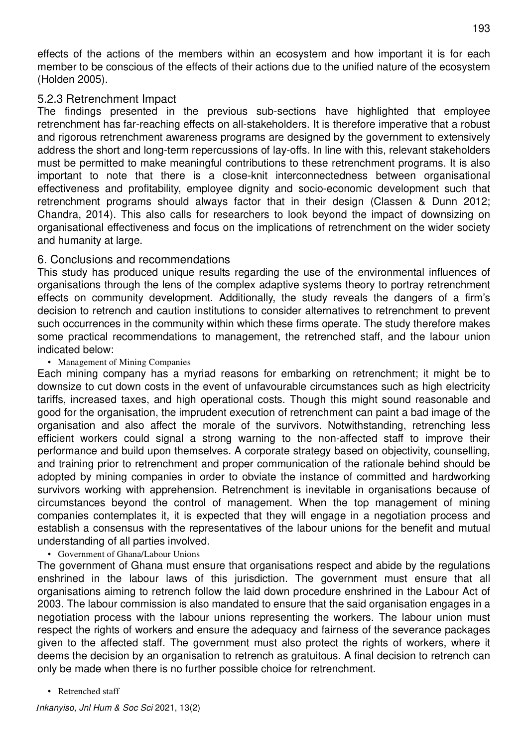effects of the actions of the members within an ecosystem and how important it is for each member to be conscious of the effects of their actions due to the unified nature of the ecosystem (Holden 2005).

### 5.2.3 Retrenchment Impact

The findings presented in the previous sub-sections have highlighted that employee retrenchment has far-reaching effects on all-stakeholders. It is therefore imperative that a robust and rigorous retrenchment awareness programs are designed by the government to extensively address the short and long-term repercussions of lay-offs. In line with this, relevant stakeholders must be permitted to make meaningful contributions to these retrenchment programs. It is also important to note that there is a close-knit interconnectedness between organisational effectiveness and profitability, employee dignity and socio-economic development such that retrenchment programs should always factor that in their design (Classen & Dunn 2012; Chandra, 2014). This also calls for researchers to look beyond the impact of downsizing on organisational effectiveness and focus on the implications of retrenchment on the wider society and humanity at large.

## 6. Conclusions and recommendations

This study has produced unique results regarding the use of the environmental influences of organisations through the lens of the complex adaptive systems theory to portray retrenchment effects on community development. Additionally, the study reveals the dangers of a firm's decision to retrench and caution institutions to consider alternatives to retrenchment to prevent such occurrences in the community within which these firms operate. The study therefore makes some practical recommendations to management, the retrenched staff, and the labour union indicated below:

- Management of Mining Companies

Each mining company has a myriad reasons for embarking on retrenchment; it might be to downsize to cut down costs in the event of unfavourable circumstances such as high electricity tariffs, increased taxes, and high operational costs. Though this might sound reasonable and good for the organisation, the imprudent execution of retrenchment can paint a bad image of the organisation and also affect the morale of the survivors. Notwithstanding, retrenching less efficient workers could signal a strong warning to the non-affected staff to improve their performance and build upon themselves. A corporate strategy based on objectivity, counselling, and training prior to retrenchment and proper communication of the rationale behind should be adopted by mining companies in order to obviate the instance of committed and hardworking survivors working with apprehension. Retrenchment is inevitable in organisations because of circumstances beyond the control of management. When the top management of mining companies contemplates it, it is expected that they will engage in a negotiation process and establish a consensus with the representatives of the labour unions for the benefit and mutual understanding of all parties involved.

- Government of Ghana/Labour Unions

The government of Ghana must ensure that organisations respect and abide by the regulations enshrined in the labour laws of this jurisdiction. The government must ensure that all organisations aiming to retrench follow the laid down procedure enshrined in the Labour Act of 2003. The labour commission is also mandated to ensure that the said organisation engages in a negotiation process with the labour unions representing the workers. The labour union must respect the rights of workers and ensure the adequacy and fairness of the severance packages given to the affected staff. The government must also protect the rights of workers, where it deems the decision by an organisation to retrench as gratuitous. A final decision to retrench can only be made when there is no further possible choice for retrenchment.

- Retrenched staff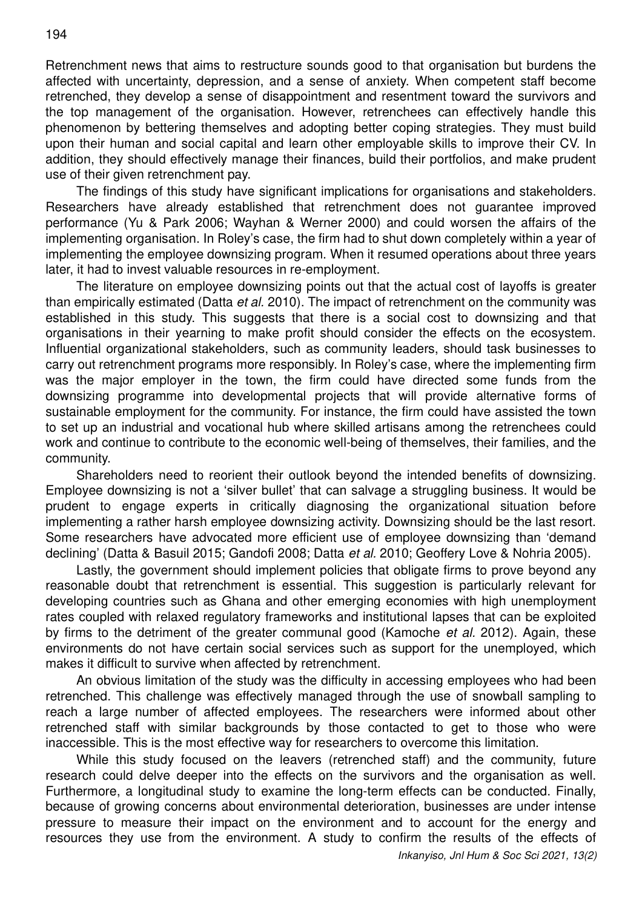Retrenchment news that aims to restructure sounds good to that organisation but burdens the affected with uncertainty, depression, and a sense of anxiety. When competent staff become retrenched, they develop a sense of disappointment and resentment toward the survivors and the top management of the organisation. However, retrenchees can effectively handle this phenomenon by bettering themselves and adopting better coping strategies. They must build upon their human and social capital and learn other employable skills to improve their CV. In addition, they should effectively manage their finances, build their portfolios, and make prudent use of their given retrenchment pay.

The findings of this study have significant implications for organisations and stakeholders. Researchers have already established that retrenchment does not guarantee improved performance (Yu & Park 2006; Wayhan & Werner 2000) and could worsen the affairs of the implementing organisation. In Roley's case, the firm had to shut down completely within a year of implementing the employee downsizing program. When it resumed operations about three years later, it had to invest valuable resources in re-employment.

The literature on employee downsizing points out that the actual cost of layoffs is greater than empirically estimated (Datta *et al.* 2010). The impact of retrenchment on the community was established in this study. This suggests that there is a social cost to downsizing and that organisations in their yearning to make profit should consider the effects on the ecosystem. Influential organizational stakeholders, such as community leaders, should task businesses to carry out retrenchment programs more responsibly. In Roley's case, where the implementing firm was the major employer in the town, the firm could have directed some funds from the downsizing programme into developmental projects that will provide alternative forms of sustainable employment for the community. For instance, the firm could have assisted the town to set up an industrial and vocational hub where skilled artisans among the retrenchees could work and continue to contribute to the economic well-being of themselves, their families, and the community.

Shareholders need to reorient their outlook beyond the intended benefits of downsizing. Employee downsizing is not a 'silver bullet' that can salvage a struggling business. It would be prudent to engage experts in critically diagnosing the organizational situation before implementing a rather harsh employee downsizing activity. Downsizing should be the last resort. Some researchers have advocated more efficient use of employee downsizing than 'demand declining' (Datta & Basuil 2015; Gandofi 2008; Datta *et al.* 2010; Geoffery Love & Nohria 2005).

Lastly, the government should implement policies that obligate firms to prove beyond any reasonable doubt that retrenchment is essential. This suggestion is particularly relevant for developing countries such as Ghana and other emerging economies with high unemployment rates coupled with relaxed regulatory frameworks and institutional lapses that can be exploited by firms to the detriment of the greater communal good (Kamoche *et al.* 2012). Again, these environments do not have certain social services such as support for the unemployed, which makes it difficult to survive when affected by retrenchment.

An obvious limitation of the study was the difficulty in accessing employees who had been retrenched. This challenge was effectively managed through the use of snowball sampling to reach a large number of affected employees. The researchers were informed about other retrenched staff with similar backgrounds by those contacted to get to those who were inaccessible. This is the most effective way for researchers to overcome this limitation.

While this study focused on the leavers (retrenched staff) and the community, future research could delve deeper into the effects on the survivors and the organisation as well. Furthermore, a longitudinal study to examine the long-term effects can be conducted. Finally, because of growing concerns about environmental deterioration, businesses are under intense pressure to measure their impact on the environment and to account for the energy and resources they use from the environment. A study to confirm the results of the effects of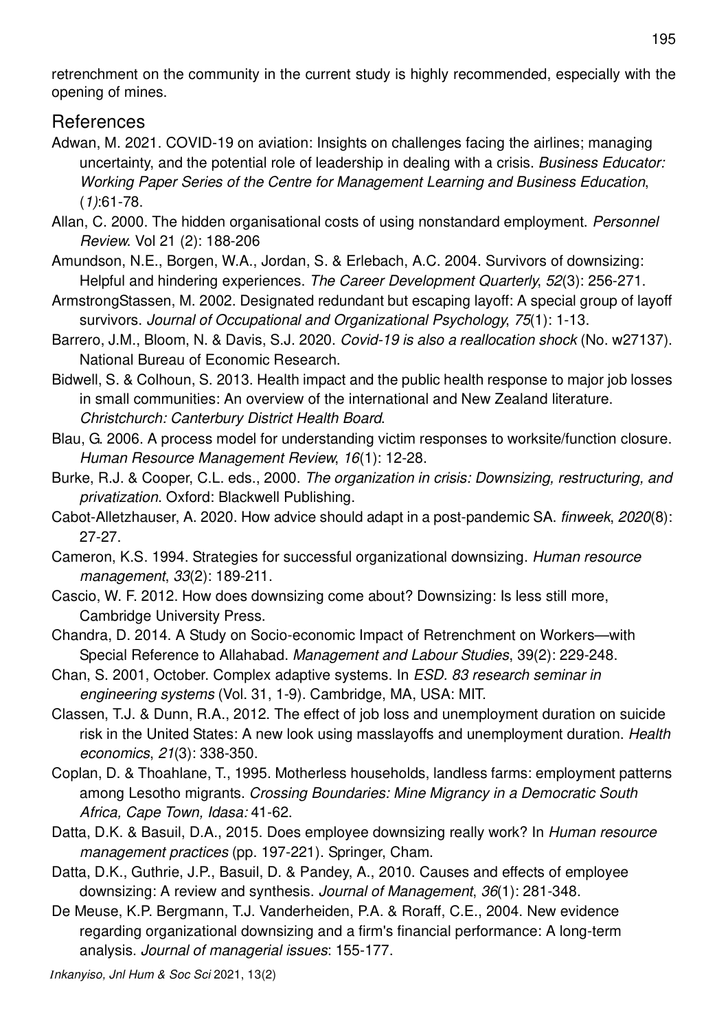retrenchment on the community in the current study is highly recommended, especially with the opening of mines.

## References

Adwan, M. 2021. COVID-19 on aviation: Insights on challenges facing the airlines; managing uncertainty, and the potential role of leadership in dealing with a crisis. *Business Educator: Working Paper Series of the Centre for Management Learning and Business Education*, (*1)*:61-78.

Allan, C. 2000. The hidden organisational costs of using nonstandard employment. *Personnel Review*. Vol 21 (2): 188-206

Amundson, N.E., Borgen, W.A., Jordan, S. & Erlebach, A.C. 2004. Survivors of downsizing: Helpful and hindering experiences. *The Career Development Quarterly*, *52*(3): 256-271.

ArmstrongStassen, M. 2002. Designated redundant but escaping layoff: A special group of layoff survivors. *Journal of Occupational and Organizational Psychology*, *75*(1): 1-13.

Barrero, J.M., Bloom, N. & Davis, S.J. 2020. *Covid-19 is also a reallocation shock* (No. w27137). National Bureau of Economic Research.

Bidwell, S. & Colhoun, S. 2013. Health impact and the public health response to major job losses in small communities: An overview of the international and New Zealand literature. *Christchurch: Canterbury District Health Board*.

Blau, G. 2006. A process model for understanding victim responses to worksite/function closure. *Human Resource Management Review*, *16*(1): 12-28.

Burke, R.J. & Cooper, C.L. eds., 2000. *The organization in crisis: Downsizing, restructuring, and privatization*. Oxford: Blackwell Publishing.

Cabot-Alletzhauser, A. 2020. How advice should adapt in a post-pandemic SA. *finweek*, *2020*(8): 27-27.

Cameron, K.S. 1994. Strategies for successful organizational downsizing. *Human resource management*, *33*(2): 189-211.

Cascio, W. F. 2012. How does downsizing come about? Downsizing: Is less still more, Cambridge University Press.

Chandra, D. 2014. A Study on Socio-economic Impact of Retrenchment on Workers—with Special Reference to Allahabad. *Management and Labour Studies*, 39(2): 229-248.

Chan, S. 2001, October. Complex adaptive systems. In *ESD. 83 research seminar in engineering systems* (Vol. 31, 1-9). Cambridge, MA, USA: MIT.

Classen, T.J. & Dunn, R.A., 2012. The effect of job loss and unemployment duration on suicide risk in the United States: A new look using masslayoffs and unemployment duration. *Health economics*, *21*(3): 338-350.

Coplan, D. & Thoahlane, T., 1995. Motherless households, landless farms: employment patterns among Lesotho migrants. *Crossing Boundaries: Mine Migrancy in a Democratic South Africa, Cape Town, Idasa:* 41-62.

Datta, D.K. & Basuil, D.A., 2015. Does employee downsizing really work? In *Human resource management practices* (pp. 197-221). Springer, Cham.

Datta, D.K., Guthrie, J.P., Basuil, D. & Pandey, A., 2010. Causes and effects of employee downsizing: A review and synthesis. *Journal of Management*, *36*(1): 281-348.

De Meuse, K.P. Bergmann, T.J. Vanderheiden, P.A. & Roraff, C.E., 2004. New evidence regarding organizational downsizing and a firm's financial performance: A long-term analysis. *Journal of managerial issues*: 155-177.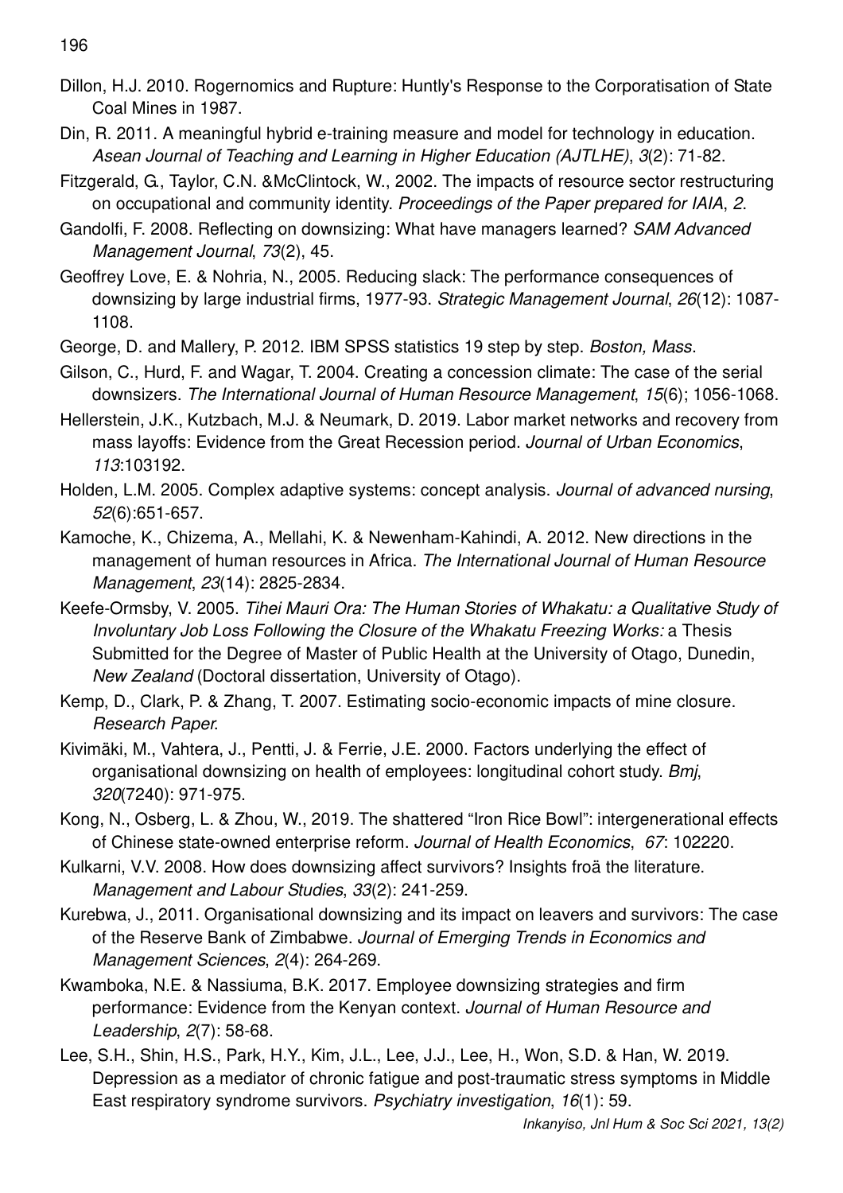Dillon, H.J. 2010. Rogernomics and Rupture: Huntly's Response to the Corporatisation of State Coal Mines in 1987.

Din, R. 2011. A meaningful hybrid e-training measure and model for technology in education. *Asean Journal of Teaching and Learning in Higher Education (AJTLHE)*, *3*(2): 71-82.

Fitzgerald, G., Taylor, C.N. &McClintock, W., 2002. The impacts of resource sector restructuring on occupational and community identity. *Proceedings of the Paper prepared for IAIA*, *2*.

Gandolfi, F. 2008. Reflecting on downsizing: What have managers learned? *SAM Advanced Management Journal*, *73*(2), 45.

Geoffrey Love, E. & Nohria, N., 2005. Reducing slack: The performance consequences of downsizing by large industrial firms, 1977-93. *Strategic Management Journal*, *26*(12): 1087-1108.

George, D. and Mallery, P. 2012. IBM SPSS statistics 19 step by step. *Boston, Mass*.

Gilson, C., Hurd, F. and Wagar, T. 2004. Creating a concession climate: The case of the serial downsizers. *The International Journal of Human Resource Management*, *15*(6); 1056-1068.

Hellerstein, J.K., Kutzbach, M.J. & Neumark, D. 2019. Labor market networks and recovery from mass layoffs: Evidence from the Great Recession period. *Journal of Urban Economics*, *113*:103192.

Holden, L.M. 2005. Complex adaptive systems: concept analysis. *Journal of advanced nursing*, *52*(6):651-657.

Kamoche, K., Chizema, A., Mellahi, K. & Newenham-Kahindi, A. 2012. New directions in the management of human resources in Africa. *The International Journal of Human Resource Management*, *23*(14): 2825-2834.

Keefe-Ormsby, V. 2005. *Tihei Mauri Ora: The Human Stories of Whakatu: a Qualitative Study of Involuntary Job Loss Following the Closure of the Whakatu Freezing Works:* a Thesis Submitted for the Degree of Master of Public Health at the University of Otago, Dunedin, *New Zealand* (Doctoral dissertation, University of Otago).

Kemp, D., Clark, P. & Zhang, T. 2007. Estimating socio-economic impacts of mine closure. *Research Paper*.

Kivimäki, M., Vahtera, J., Pentti, J. & Ferrie, J.E. 2000. Factors underlying the effect of organisational downsizing on health of employees: longitudinal cohort study. *Bmj*, *320*(7240): 971-975.

Kong, N., Osberg, L. & Zhou, W., 2019. The shattered "Iron Rice Bowl": intergenerational effects of Chinese state-owned enterprise reform. *Journal of Health Economics*, *67*: 102220.

Kulkarni, V.V. 2008. How does downsizing affect survivors? Insights froä the literature. *Management and Labour Studies*, *33*(2): 241-259.

Kurebwa, J., 2011. Organisational downsizing and its impact on leavers and survivors: The case of the Reserve Bank of Zimbabwe. *Journal of Emerging Trends in Economics and Management Sciences*, *2*(4): 264-269.

Kwamboka, N.E. & Nassiuma, B.K. 2017. Employee downsizing strategies and firm performance: Evidence from the Kenyan context. *Journal of Human Resource and Leadership*, *2*(7): 58-68.

Lee, S.H., Shin, H.S., Park, H.Y., Kim, J.L., Lee, J.J., Lee, H., Won, S.D. & Han, W. 2019. Depression as a mediator of chronic fatigue and post-traumatic stress symptoms in Middle East respiratory syndrome survivors. *Psychiatry investigation*, *16*(1): 59.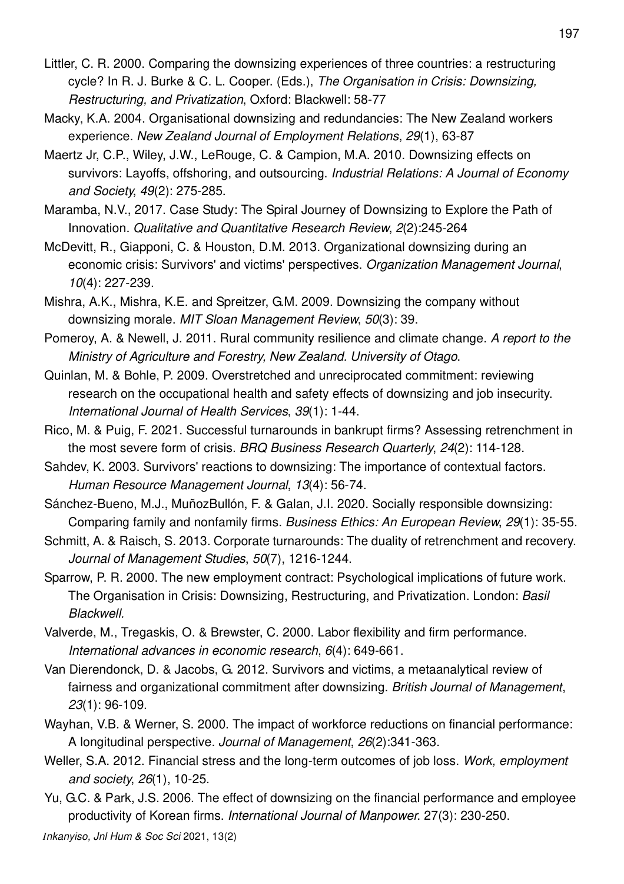Littler, C. R. 2000. Comparing the downsizing experiences of three countries: a restructuring cycle? In R. J. Burke & C. L. Cooper. (Eds.), *The Organisation in Crisis: Downsizing, Restructuring, and Privatization*, Oxford: Blackwell: 58-77

Macky, K.A. 2004. Organisational downsizing and redundancies: The New Zealand workers experience. *New Zealand Journal of Employment Relations*, *29*(1), 63-87

Maertz Jr, C.P., Wiley, J.W., LeRouge, C. & Campion, M.A. 2010. Downsizing effects on survivors: Layoffs, offshoring, and outsourcing. *Industrial Relations: A Journal of Economy and Society*, *49*(2): 275-285.

Maramba, N.V., 2017. Case Study: The Spiral Journey of Downsizing to Explore the Path of Innovation. *Qualitative and Quantitative Research Review*, *2*(2):245-264

McDevitt, R., Giapponi, C. & Houston, D.M. 2013. Organizational downsizing during an economic crisis: Survivors' and victims' perspectives. *Organization Management Journal*, *10*(4): 227-239.

Mishra, A.K., Mishra, K.E. and Spreitzer, G.M. 2009. Downsizing the company without downsizing morale. *MIT Sloan Management Review*, *50*(3): 39.

Pomeroy, A. & Newell, J. 2011. Rural community resilience and climate change. *A report to the Ministry of Agriculture and Forestry, New Zealand. University of Otago*.

Quinlan, M. & Bohle, P. 2009. Overstretched and unreciprocated commitment: reviewing research on the occupational health and safety effects of downsizing and job insecurity. *International Journal of Health Services*, *39*(1): 1-44.

Rico, M. & Puig, F. 2021. Successful turnarounds in bankrupt firms? Assessing retrenchment in the most severe form of crisis. *BRQ Business Research Quarterly*, *24*(2): 114-128.

Sahdev, K. 2003. Survivors' reactions to downsizing: The importance of contextual factors. *Human Resource Management Journal*, *13*(4): 56-74.

Sánchez-Bueno, M.J., MuñozBullón, F. & Galan, J.I. 2020. Socially responsible downsizing: Comparing family and nonfamily firms. *Business Ethics: An European Review*, *29*(1): 35-55.

Schmitt, A. & Raisch, S. 2013. Corporate turnarounds: The duality of retrenchment and recovery. *Journal of Management Studies*, *50*(7), 1216-1244.

Sparrow, P. R. 2000. The new employment contract: Psychological implications of future work. The Organisation in Crisis: Downsizing, Restructuring, and Privatization. London: *Basil Blackwell.*

Valverde, M., Tregaskis, O. & Brewster, C. 2000. Labor flexibility and firm performance. *International advances in economic research*, *6*(4): 649-661.

Van Dierendonck, D. & Jacobs, G. 2012. Survivors and victims, a metaanalytical review of fairness and organizational commitment after downsizing. *British Journal of Management*, *23*(1): 96-109.

Wayhan, V.B. & Werner, S. 2000. The impact of workforce reductions on financial performance: A longitudinal perspective. *Journal of Management*, *26*(2):341-363.

Weller, S.A. 2012. Financial stress and the long-term outcomes of job loss. *Work, employment and society*, *26*(1), 10-25.

Yu, G.C. & Park, J.S. 2006. The effect of downsizing on the financial performance and employee productivity of Korean firms. *International Journal of Manpower*. 27(3): 230-250.